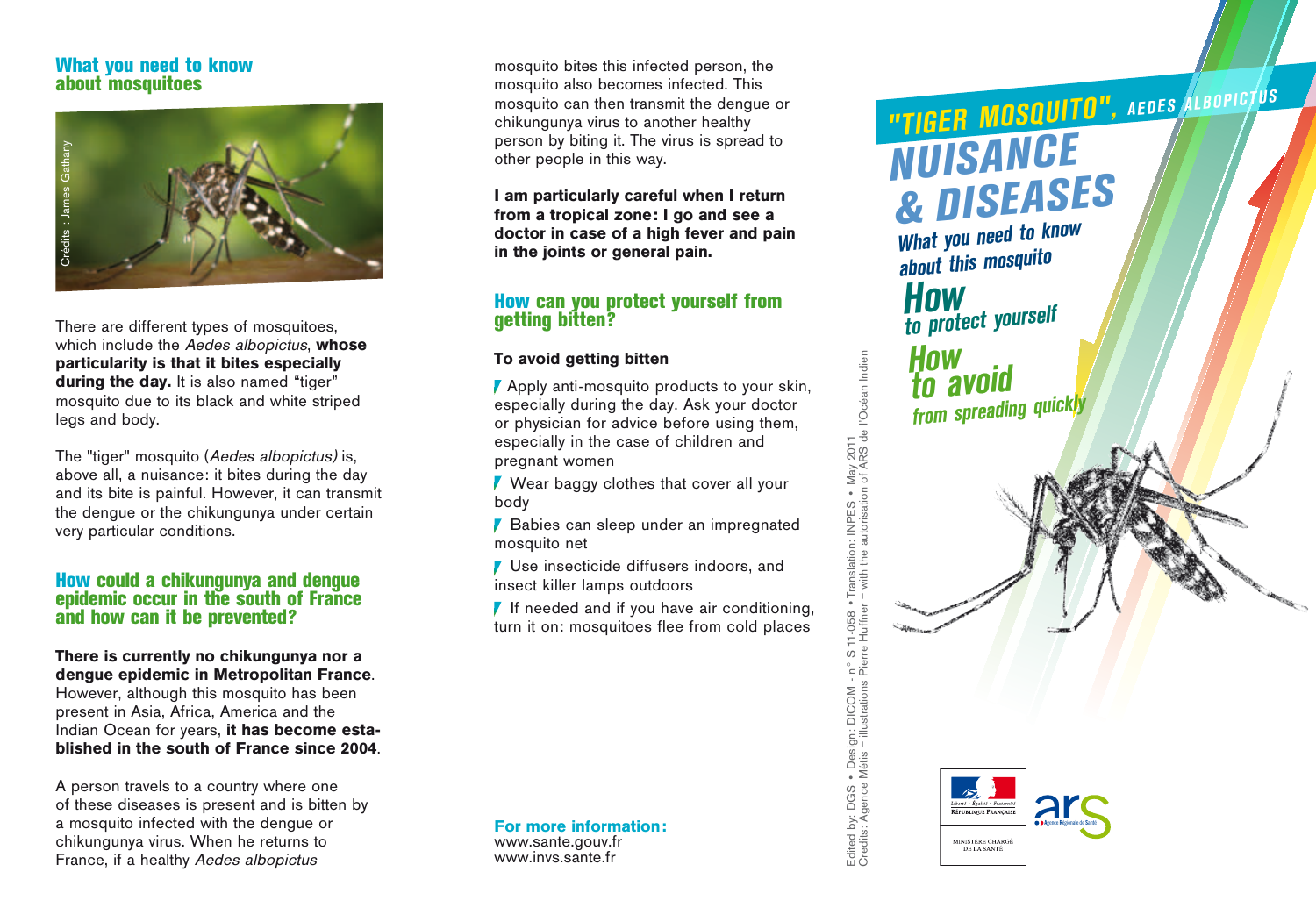## What you need to know about mosquitoes

Crédits : James Gathany

There are different types of mosquitoes, which include the *Aedes albopictus*, **whose particularity is that it bites especially during the day.** It is also named “tiger” mosquito due to its black and white striped legs and body.

The "tiger" mosquito (*Aedes albopictus)* is, above all, a nuisance: it bites during the day and its bite is painful. However, it can transmit the dengue or the chikungunya under certain very particular conditions.

## How could a chikungunya and dengue epidemic occur in the south of France and how can it be prevented?

**There is currently no chikungunya nor a dengue epidemic in Metropolitan France**. However, although this mosquito has been present in Asia, Africa, America and the Indian Ocean for years, **it has become established in the south of France since 2004**.

A person travels to a country where one of these diseases is present and is bitten by a mosquito infected with the dengue or chikungunya virus. When he returns to France, if a healthy *Aedes albopictus* mosquito bites this infected person, the mosquito also becomes infected. This mosquito can then transmit the dengue or chikungunya virus to another healthy person by biting it. The virus is spread to other people in this way.

**I am particularly careful when I return from a tropical zone: I go and see a doctor in case of a high fever and pain in the joints or general pain.**

## How can you protect yourself from getting bitten?

### To avoid getting bitten

- Apply anti-mosquito products to your skin, especially during the day. Ask your doctor or physician for advice before using them, especially in the case of children and pregnant women
- Wear baggy clothes that cover all your body
- Babies can sleep under an impregnated mosquito net
- Use insecticide diffusers indoors, and insect killer lamps outdoors
- If needed and if you have air conditioning, turn it on: mosquitoes flee from cold places

**For more information:**
www.sante.gouv.fr
www.invs.sante.fr

Edited by: DGS • Design: DICOM - n° S 11-058 • Translation: INPES • May 2011
Credits: Agence Métis – illustrations Pierre Huffner – with the autorisation of ARS de l'Océan Indien

# "TIGER MOSQUITO", AEDES ALBOPICTUS
# NUISANCE & DISEASES

What you need to know about this mosquito

**How** to protect yourself

**How to avoid** from spreading quickly

Liberté • Égalité • Fraternité
RÉPUBLIQUE FRANÇAISE
MINISTÈRE CHARGÉ DE LA SANTÉ

ars Agence Régionale de Santé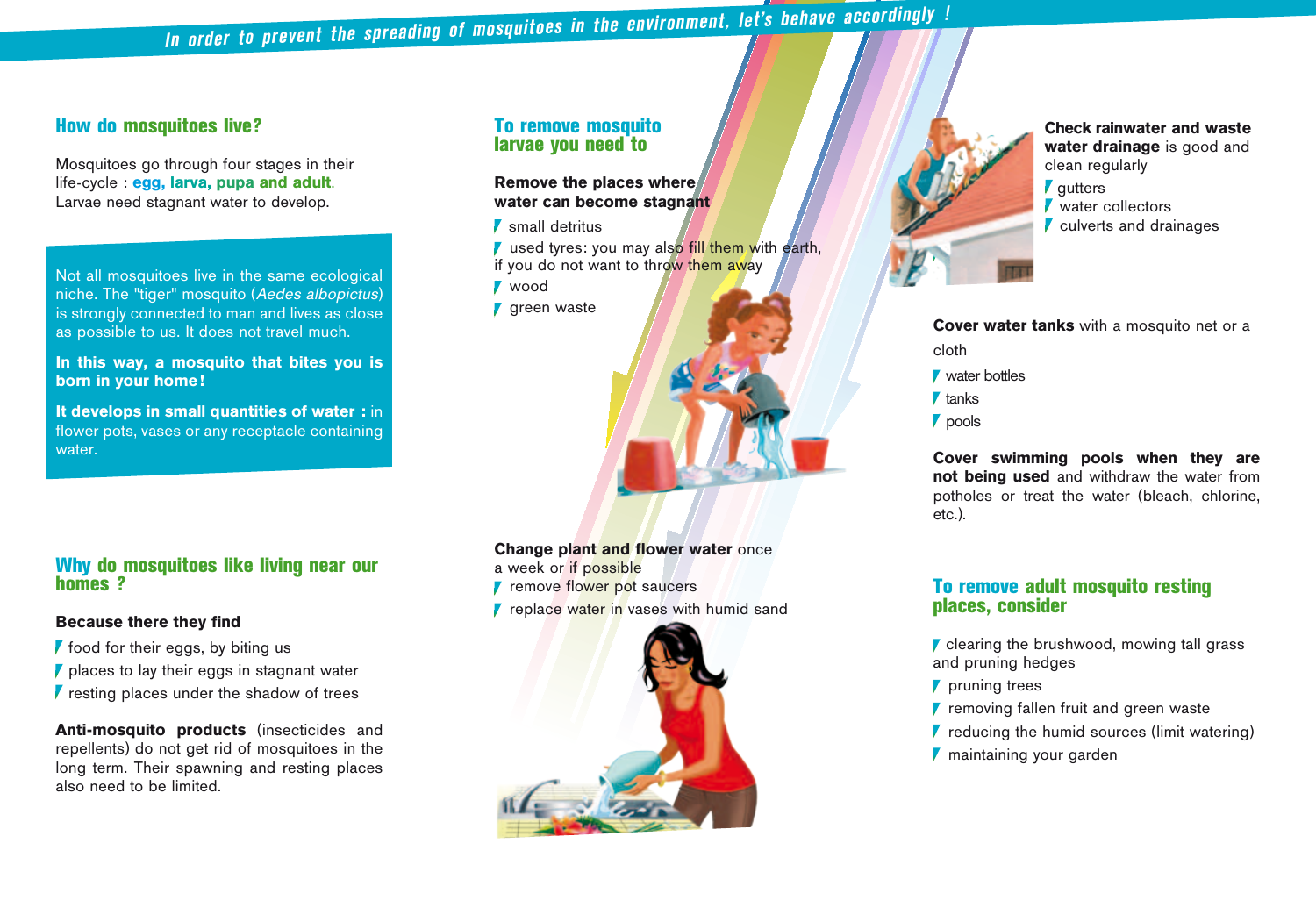*In order to prevent the spreading of mosquitoes in the environment, let's behave accordingly !*

## How do mosquitoes live?

Mosquitoes go through four stages in their life-cycle : **egg, larva, pupa and adult**.
Larvae need stagnant water to develop.

Not all mosquitoes live in the same ecological niche. The "tiger" mosquito (*Aedes albopictus*) is strongly connected to man and lives as close as possible to us. It does not travel much.

**In this way, a mosquito that bites you is born in your home!**

**It develops in small quantities of water :** in flower pots, vases or any receptacle containing water.

## Why do mosquitoes like living near our homes ?

**Because there they find**

- food for their eggs, by biting us
- places to lay their eggs in stagnant water
- resting places under the shadow of trees

**Anti-mosquito products** (insecticides and repellents) do not get rid of mosquitoes in the long term. Their spawning and resting places also need to be limited.

## To remove mosquito larvae you need to

**Remove the places where water can become stagnant**

- small detritus
- used tyres: you may also fill them with earth, if you do not want to throw them away
- wood
- green waste

**Change plant and flower water** once a week or if possible

- remove flower pot saucers
- replace water in vases with humid sand

**Check rainwater and waste water drainage** is good and clean regularly

- gutters
- water collectors
- culverts and drainages

**Cover water tanks** with a mosquito net or a cloth

- water bottles
- tanks
- pools

**Cover swimming pools when they are not being used** and withdraw the water from potholes or treat the water (bleach, chlorine, etc.).

## To remove adult mosquito resting places, consider

- clearing the brushwood, mowing tall grass and pruning hedges
- pruning trees
- removing fallen fruit and green waste
- reducing the humid sources (limit watering)
- maintaining your garden